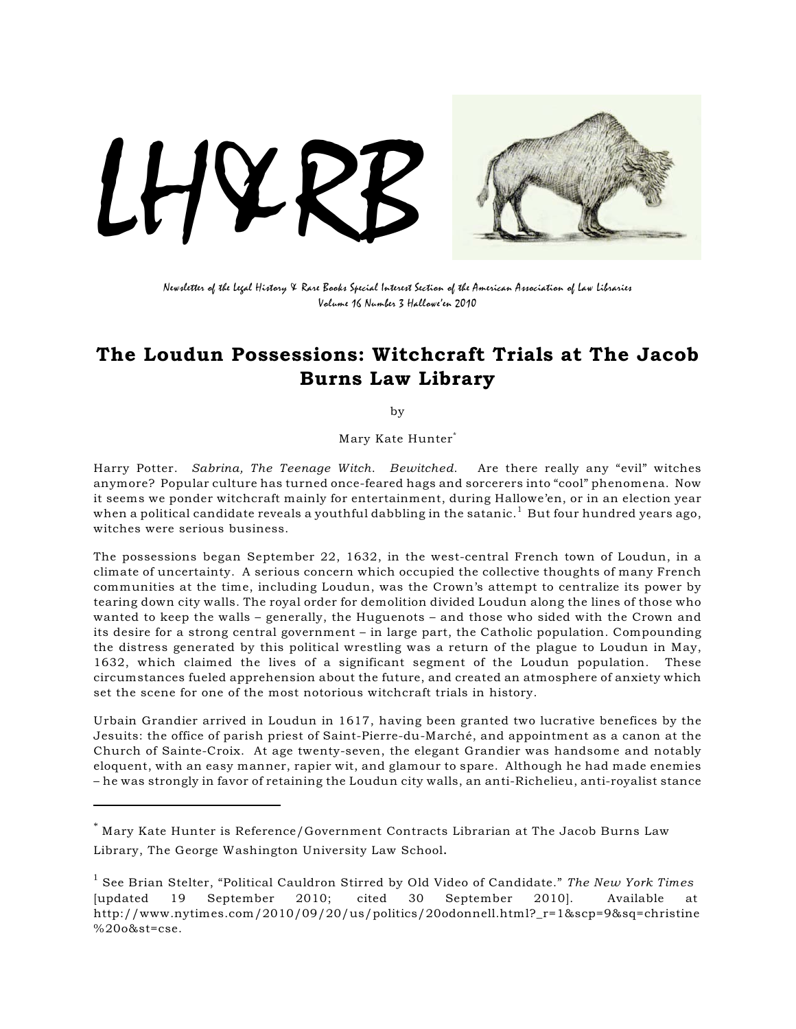# LH&RB

*Newsletter of the Legal History & Rare Books Special Interest Section of the American Association of Law Libraries*
*Volume 16 Number 3 Hallowe'en 2010*

## The Loudun Possessions: Witchcraft Trials at The Jacob Burns Law Library

by

Mary Kate Hunter*

Harry Potter. *Sabrina, The Teenage Witch. Bewitched.* Are there really any "evil" witches anymore? Popular culture has turned once-feared hags and sorcerers into "cool" phenomena. Now it seems we ponder witchcraft mainly for entertainment, during Hallowe'en, or in an election year when a political candidate reveals a youthful dabbling in the satanic.[1] But four hundred years ago, witches were serious business.

The possessions began September 22, 1632, in the west-central French town of Loudun, in a climate of uncertainty. A serious concern which occupied the collective thoughts of many French communities at the time, including Loudun, was the Crown's attempt to centralize its power by tearing down city walls. The royal order for demolition divided Loudun along the lines of those who wanted to keep the walls – generally, the Huguenots – and those who sided with the Crown and its desire for a strong central government – in large part, the Catholic population. Compounding the distress generated by this political wrestling was a return of the plague to Loudun in May, 1632, which claimed the lives of a significant segment of the Loudun population. These circumstances fueled apprehension about the future, and created an atmosphere of anxiety which set the scene for one of the most notorious witchcraft trials in history.

Urbain Grandier arrived in Loudun in 1617, having been granted two lucrative benefices by the Jesuits: the office of parish priest of Saint-Pierre-du-Marché, and appointment as a canon at the Church of Sainte-Croix. At age twenty-seven, the elegant Grandier was handsome and notably eloquent, with an easy manner, rapier wit, and glamour to spare. Although he had made enemies – he was strongly in favor of retaining the Loudun city walls, an anti-Richelieu, anti-royalist stance

---

* Mary Kate Hunter is Reference/Government Contracts Librarian at The Jacob Burns Law Library, The George Washington University Law School.

[1] See Brian Stelter, "Political Cauldron Stirred by Old Video of Candidate." *The New York Times* [updated 19 September 2010; cited 30 September 2010]. Available at http://www.nytimes.com/2010/09/20/us/politics/20odonnell.html?_r=1&scp=9&sq=christine%20o&st=cse.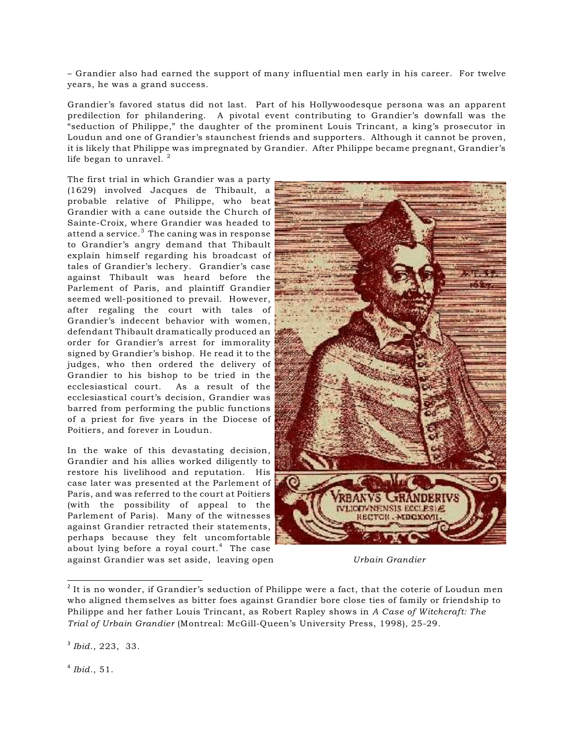– Grandier also had earned the support of many influential men early in his career. For twelve years, he was a grand success.

Grandier's favored status did not last. Part of his Hollywoodesque persona was an apparent predilection for philandering. A pivotal event contributing to Grandier's downfall was the "seduction of Philippe," the daughter of the prominent Louis Trincant, a king's prosecutor in Loudun and one of Grandier's staunchest friends and supporters. Although it cannot be proven, it is likely that Philippe was impregnated by Grandier. After Philippe became pregnant, Grandier's life began to unravel. [2]

The first trial in which Grandier was a party (1629) involved Jacques de Thibault, a probable relative of Philippe, who beat Grandier with a cane outside the Church of Sainte-Croix, where Grandier was headed to attend a service.[3] The caning was in response to Grandier's angry demand that Thibault explain himself regarding his broadcast of tales of Grandier's lechery. Grandier's case against Thibault was heard before the Parlement of Paris, and plaintiff Grandier seemed well-positioned to prevail. However, after regaling the court with tales of Grandier's indecent behavior with women, defendant Thibault dramatically produced an order for Grandier's arrest for immorality signed by Grandier's bishop. He read it to the judges, who then ordered the delivery of Grandier to his bishop to be tried in the ecclesiastical court. As a result of the ecclesiastical court's decision, Grandier was barred from performing the public functions of a priest for five years in the Diocese of Poitiers, and forever in Loudun.

In the wake of this devastating decision, Grandier and his allies worked diligently to restore his livelihood and reputation. His case later was presented at the Parlement of Paris, and was referred to the court at Poitiers (with the possibility of appeal to the Parlement of Paris). Many of the witnesses against Grandier retracted their statements, perhaps because they felt uncomfortable about lying before a royal court.[4] The case against Grandier was set aside, leaving open

*Urbain Grandier*

[2] It is no wonder, if Grandier's seduction of Philippe were a fact, that the coterie of Loudun men who aligned themselves as bitter foes against Grandier bore close ties of family or friendship to Philippe and her father Louis Trincant, as Robert Rapley shows in *A Case of Witchcraft: The Trial of Urbain Grandier* (Montreal: McGill-Queen's University Press, 1998), 25-29.

[3] *Ibid.*, 223, 33.

[4] *Ibid.*, 51.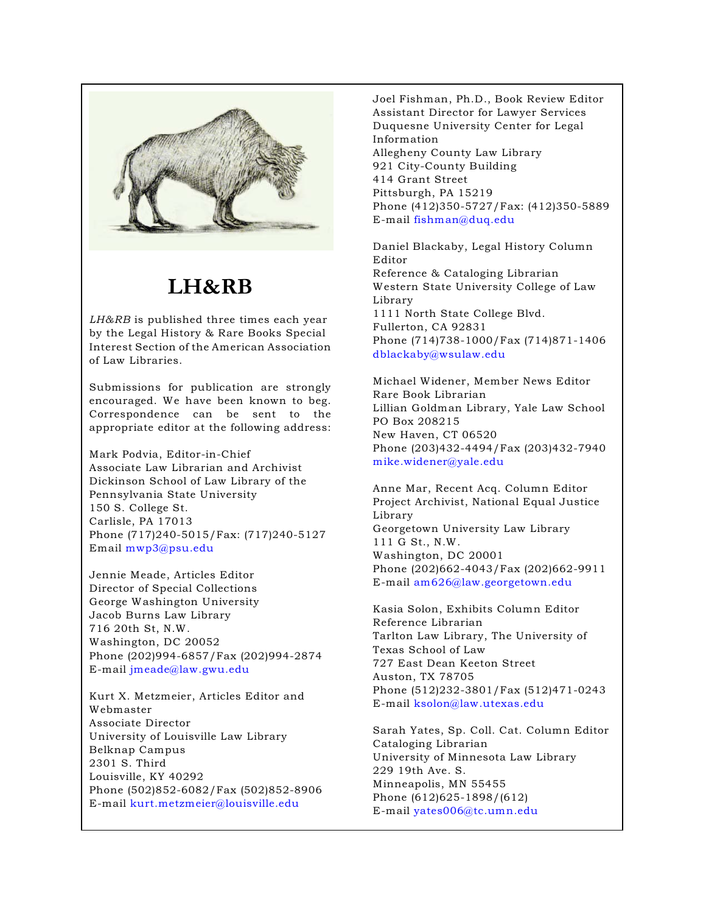# LH&RB

*LH&RB* is published three times each year by the Legal History & Rare Books Special Interest Section of the American Association of Law Libraries.

Submissions for publication are strongly encouraged. We have been known to beg. Correspondence can be sent to the appropriate editor at the following address:

Mark Podvia, Editor-in-Chief
Associate Law Librarian and Archivist
Dickinson School of Law Library of the Pennsylvania State University
150 S. College St.
Carlisle, PA 17013
Phone (717)240-5015/Fax: (717)240-5127
Email mwp3@psu.edu

Jennie Meade, Articles Editor
Director of Special Collections
George Washington University
Jacob Burns Law Library
716 20th St, N.W.
Washington, DC 20052
Phone (202)994-6857/Fax (202)994-2874
E-mail jmeade@law.gwu.edu

Kurt X. Metzmeier, Articles Editor and Webmaster
Associate Director
University of Louisville Law Library
Belknap Campus
2301 S. Third
Louisville, KY 40292
Phone (502)852-6082/Fax (502)852-8906
E-mail kurt.metzmeier@louisville.edu

Joel Fishman, Ph.D., Book Review Editor
Assistant Director for Lawyer Services
Duquesne University Center for Legal Information
Allegheny County Law Library
921 City-County Building
414 Grant Street
Pittsburgh, PA 15219
Phone (412)350-5727/Fax: (412)350-5889
E-mail fishman@duq.edu

Daniel Blackaby, Legal History Column Editor
Reference & Cataloging Librarian
Western State University College of Law Library
1111 North State College Blvd.
Fullerton, CA 92831
Phone (714)738-1000/Fax (714)871-1406
dblackaby@wsulaw.edu

Michael Widener, Member News Editor
Rare Book Librarian
Lillian Goldman Library, Yale Law School
PO Box 208215
New Haven, CT 06520
Phone (203)432-4494/Fax (203)432-7940
mike.widener@yale.edu

Anne Mar, Recent Acq. Column Editor
Project Archivist, National Equal Justice Library
Georgetown University Law Library
111 G St., N.W.
Washington, DC 20001
Phone (202)662-4043/Fax (202)662-9911
E-mail am626@law.georgetown.edu

Kasia Solon, Exhibits Column Editor
Reference Librarian
Tarlton Law Library, The University of Texas School of Law
727 East Dean Keeton Street
Auston, TX 78705
Phone (512)232-3801/Fax (512)471-0243
E-mail ksolon@law.utexas.edu

Sarah Yates, Sp. Coll. Cat. Column Editor
Cataloging Librarian
University of Minnesota Law Library
229 19th Ave. S.
Minneapolis, MN 55455
Phone (612)625-1898/(612)
E-mail yates006@tc.umn.edu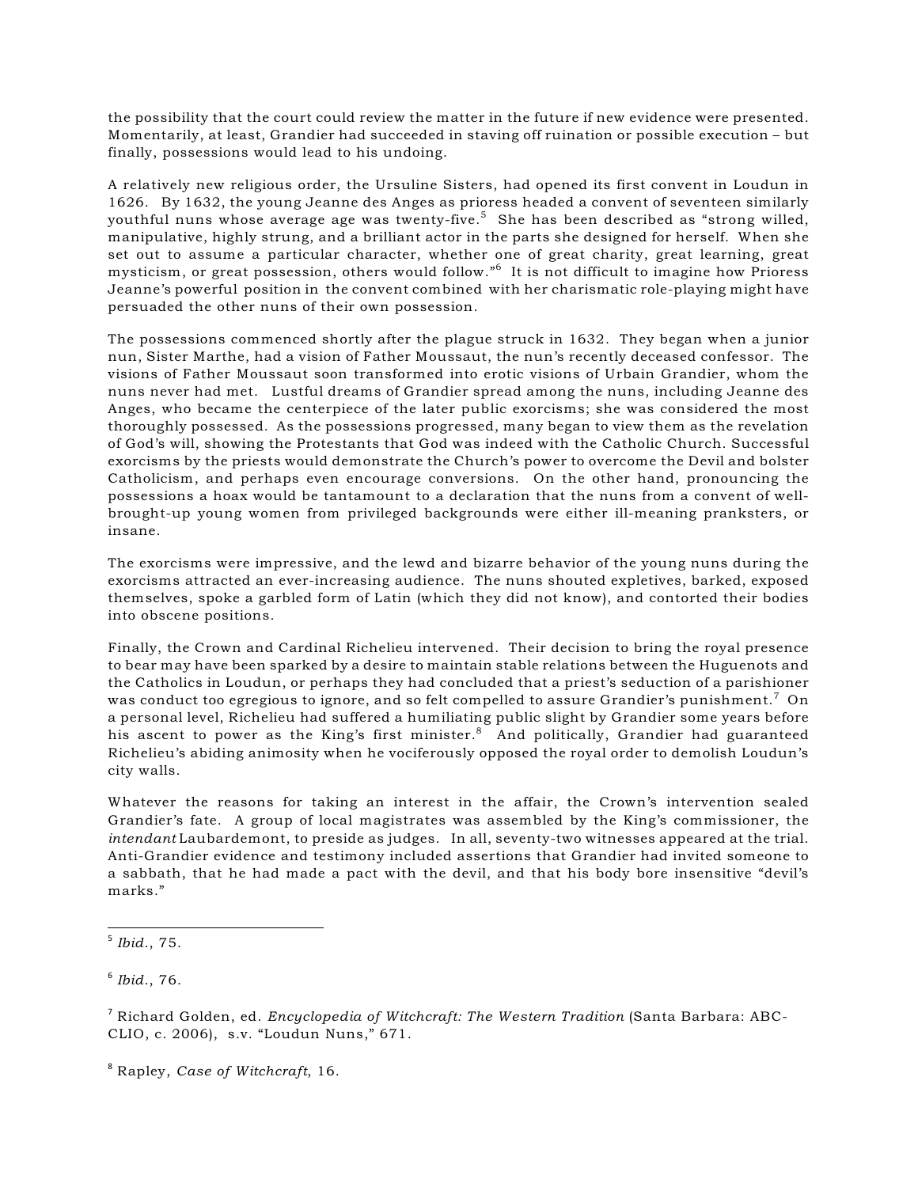the possibility that the court could review the matter in the future if new evidence were presented. Momentarily, at least, Grandier had succeeded in staving off ruination or possible execution – but finally, possessions would lead to his undoing.

A relatively new religious order, the Ursuline Sisters, had opened its first convent in Loudun in 1626. By 1632, the young Jeanne des Anges as prioress headed a convent of seventeen similarly youthful nuns whose average age was twenty-five.[5] She has been described as "strong willed, manipulative, highly strung, and a brilliant actor in the parts she designed for herself. When she set out to assume a particular character, whether one of great charity, great learning, great mysticism, or great possession, others would follow."[6] It is not difficult to imagine how Prioress Jeanne's powerful position in the convent combined with her charismatic role-playing might have persuaded the other nuns of their own possession.

The possessions commenced shortly after the plague struck in 1632. They began when a junior nun, Sister Marthe, had a vision of Father Moussaut, the nun's recently deceased confessor. The visions of Father Moussaut soon transformed into erotic visions of Urbain Grandier, whom the nuns never had met. Lustful dreams of Grandier spread among the nuns, including Jeanne des Anges, who became the centerpiece of the later public exorcisms; she was considered the most thoroughly possessed. As the possessions progressed, many began to view them as the revelation of God's will, showing the Protestants that God was indeed with the Catholic Church. Successful exorcisms by the priests would demonstrate the Church's power to overcome the Devil and bolster Catholicism, and perhaps even encourage conversions. On the other hand, pronouncing the possessions a hoax would be tantamount to a declaration that the nuns from a convent of well-brought-up young women from privileged backgrounds were either ill-meaning pranksters, or insane.

The exorcisms were impressive, and the lewd and bizarre behavior of the young nuns during the exorcisms attracted an ever-increasing audience. The nuns shouted expletives, barked, exposed themselves, spoke a garbled form of Latin (which they did not know), and contorted their bodies into obscene positions.

Finally, the Crown and Cardinal Richelieu intervened. Their decision to bring the royal presence to bear may have been sparked by a desire to maintain stable relations between the Huguenots and the Catholics in Loudun, or perhaps they had concluded that a priest's seduction of a parishioner was conduct too egregious to ignore, and so felt compelled to assure Grandier's punishment.[7] On a personal level, Richelieu had suffered a humiliating public slight by Grandier some years before his ascent to power as the King's first minister.[8] And politically, Grandier had guaranteed Richelieu's abiding animosity when he vociferously opposed the royal order to demolish Loudun's city walls.

Whatever the reasons for taking an interest in the affair, the Crown's intervention sealed Grandier's fate. A group of local magistrates was assembled by the King's commissioner, the *intendant* Laubardemont, to preside as judges. In all, seventy-two witnesses appeared at the trial. Anti-Grandier evidence and testimony included assertions that Grandier had invited someone to a sabbath, that he had made a pact with the devil, and that his body bore insensitive "devil's marks."

---

[5] *Ibid.*, 75.

[6] *Ibid.*, 76.

[7] Richard Golden, ed. *Encyclopedia of Witchcraft: The Western Tradition* (Santa Barbara: ABC-CLIO, c. 2006), s.v. "Loudun Nuns," 671.

[8] Rapley, *Case of Witchcraft*, 16.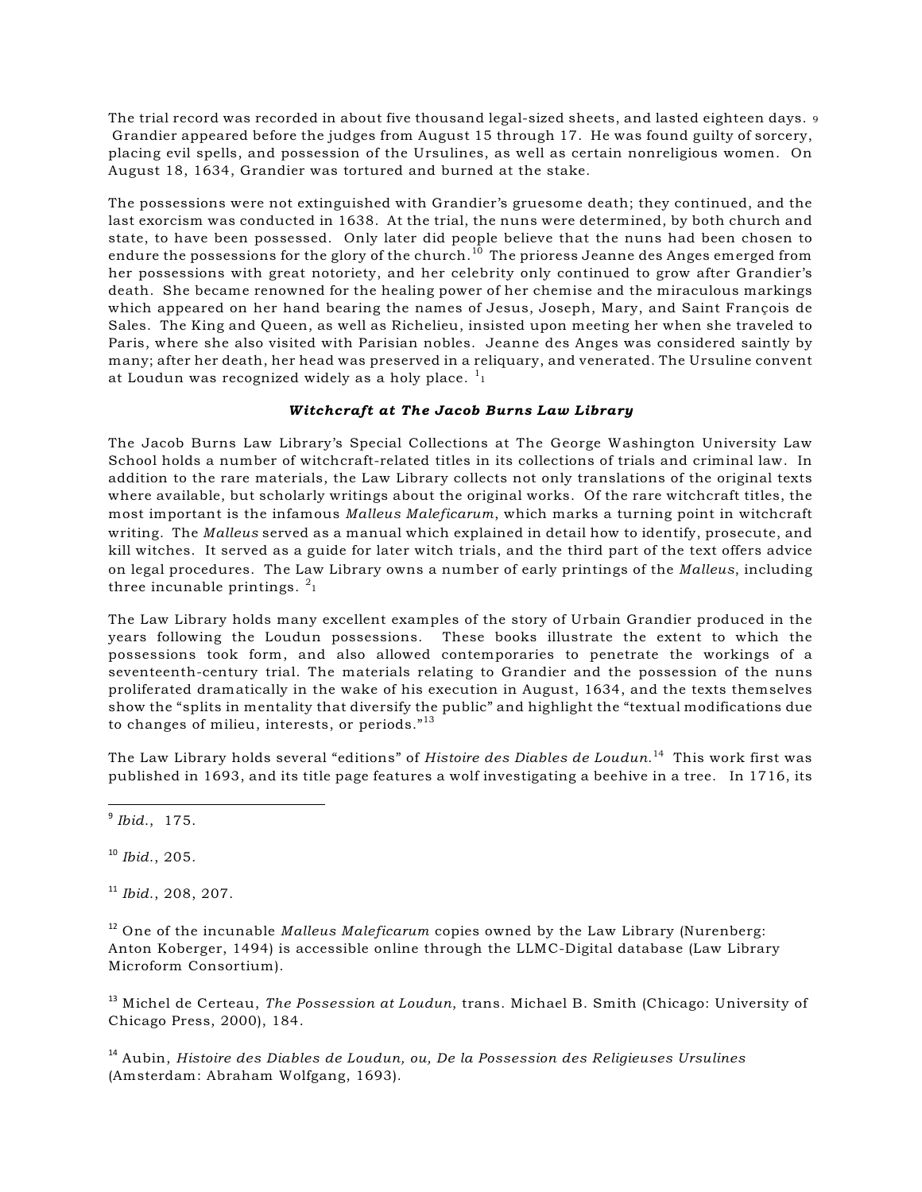The trial record was recorded in about five thousand legal-sized sheets, and lasted eighteen days. [9] Grandier appeared before the judges from August 15 through 17. He was found guilty of sorcery, placing evil spells, and possession of the Ursulines, as well as certain nonreligious women. On August 18, 1634, Grandier was tortured and burned at the stake.

The possessions were not extinguished with Grandier's gruesome death; they continued, and the last exorcism was conducted in 1638. At the trial, the nuns were determined, by both church and state, to have been possessed. Only later did people believe that the nuns had been chosen to endure the possessions for the glory of the church.[10] The prioress Jeanne des Anges emerged from her possessions with great notoriety, and her celebrity only continued to grow after Grandier's death. She became renowned for the healing power of her chemise and the miraculous markings which appeared on her hand bearing the names of Jesus, Joseph, Mary, and Saint François de Sales. The King and Queen, as well as Richelieu, insisted upon meeting her when she traveled to Paris, where she also visited with Parisian nobles. Jeanne des Anges was considered saintly by many; after her death, her head was preserved in a reliquary, and venerated. The Ursuline convent at Loudun was recognized widely as a holy place. [11]

### *Witchcraft at The Jacob Burns Law Library*

The Jacob Burns Law Library's Special Collections at The George Washington University Law School holds a number of witchcraft-related titles in its collections of trials and criminal law. In addition to the rare materials, the Law Library collects not only translations of the original texts where available, but scholarly writings about the original works. Of the rare witchcraft titles, the most important is the infamous *Malleus Maleficarum*, which marks a turning point in witchcraft writing. The *Malleus* served as a manual which explained in detail how to identify, prosecute, and kill witches. It served as a guide for later witch trials, and the third part of the text offers advice on legal procedures. The Law Library owns a number of early printings of the *Malleus*, including three incunable printings. [12]

The Law Library holds many excellent examples of the story of Urbain Grandier produced in the years following the Loudun possessions. These books illustrate the extent to which the possessions took form, and also allowed contemporaries to penetrate the workings of a seventeenth-century trial. The materials relating to Grandier and the possession of the nuns proliferated dramatically in the wake of his execution in August, 1634, and the texts themselves show the "splits in mentality that diversify the public" and highlight the "textual modifications due to changes of milieu, interests, or periods."[13]

The Law Library holds several "editions" of *Histoire des Diables de Loudun.*[14] This work first was published in 1693, and its title page features a wolf investigating a beehive in a tree. In 1716, its

---

[9] *Ibid.*, 175.

[10] *Ibid.*, 205.

[11] *Ibid.*, 208, 207.

[12] One of the incunable *Malleus Maleficarum* copies owned by the Law Library (Nurenberg: Anton Koberger, 1494) is accessible online through the LLMC-Digital database (Law Library Microform Consortium).

[13] Michel de Certeau, *The Possession at Loudun*, trans. Michael B. Smith (Chicago: University of Chicago Press, 2000), 184.

[14] Aubin, *Histoire des Diables de Loudun, ou, De la Possession des Religieuses Ursulines* (Amsterdam: Abraham Wolfgang, 1693).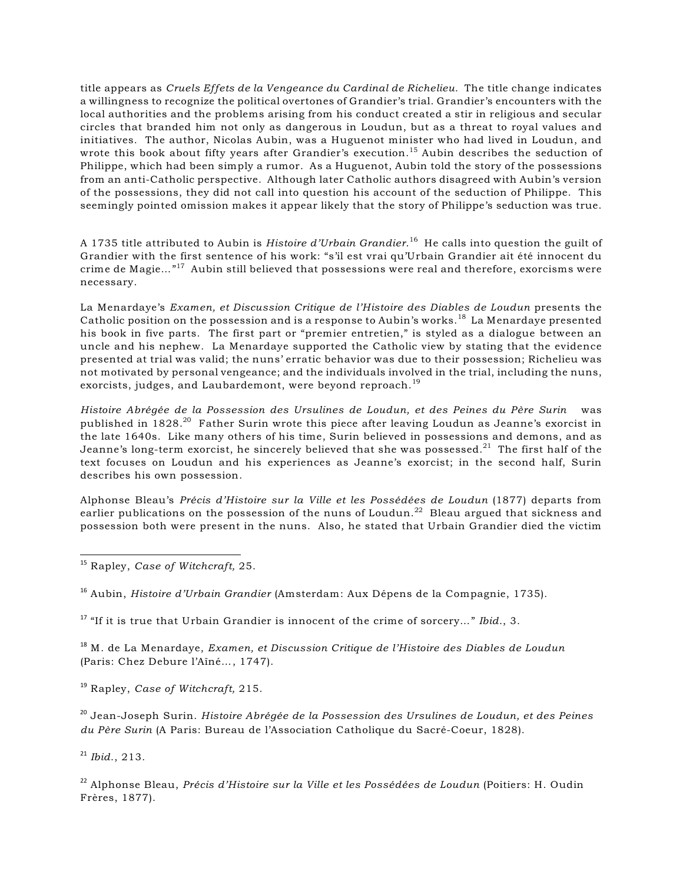title appears as *Cruels Effets de la Vengeance du Cardinal de Richelieu.* The title change indicates a willingness to recognize the political overtones of Grandier's trial. Grandier's encounters with the local authorities and the problems arising from his conduct created a stir in religious and secular circles that branded him not only as dangerous in Loudun, but as a threat to royal values and initiatives. The author, Nicolas Aubin, was a Huguenot minister who had lived in Loudun, and wrote this book about fifty years after Grandier's execution.[15] Aubin describes the seduction of Philippe, which had been simply a rumor. As a Huguenot, Aubin told the story of the possessions from an anti-Catholic perspective. Although later Catholic authors disagreed with Aubin's version of the possessions, they did not call into question his account of the seduction of Philippe. This seemingly pointed omission makes it appear likely that the story of Philippe's seduction was true.

A 1735 title attributed to Aubin is *Histoire d'Urbain Grandier.*[16] He calls into question the guilt of Grandier with the first sentence of his work: "s'il est vrai qu'Urbain Grandier ait été innocent du crime de Magie..."[17] Aubin still believed that possessions were real and therefore, exorcisms were necessary.

La Menardaye's *Examen, et Discussion Critique de l'Histoire des Diables de Loudun* presents the Catholic position on the possession and is a response to Aubin's works.[18] La Menardaye presented his book in five parts. The first part or "premier entretien," is styled as a dialogue between an uncle and his nephew. La Menardaye supported the Catholic view by stating that the evidence presented at trial was valid; the nuns' erratic behavior was due to their possession; Richelieu was not motivated by personal vengeance; and the individuals involved in the trial, including the nuns, exorcists, judges, and Laubardemont, were beyond reproach.[19]

*Histoire Abrégée de la Possession des Ursulines de Loudun, et des Peines du Père Surin* was published in 1828.[20] Father Surin wrote this piece after leaving Loudun as Jeanne's exorcist in the late 1640s. Like many others of his time, Surin believed in possessions and demons, and as Jeanne's long-term exorcist, he sincerely believed that she was possessed.[21] The first half of the text focuses on Loudun and his experiences as Jeanne's exorcist; in the second half, Surin describes his own possession.

Alphonse Bleau's *Précis d'Histoire sur la Ville et les Possédées de Loudun* (1877) departs from earlier publications on the possession of the nuns of Loudun.[22] Bleau argued that sickness and possession both were present in the nuns. Also, he stated that Urbain Grandier died the victim

---

[15] Rapley, *Case of Witchcraft,* 25.

[16] Aubin, *Histoire d'Urbain Grandier* (Amsterdam: Aux Dépens de la Compagnie, 1735).

[17] "If it is true that Urbain Grandier is innocent of the crime of sorcery..." *Ibid.*, 3.

[18] M. de La Menardaye, *Examen, et Discussion Critique de l'Histoire des Diables de Loudun* (Paris: Chez Debure l'Aîné..., 1747).

[19] Rapley, *Case of Witchcraft,* 215.

[20] Jean-Joseph Surin. *Histoire Abrégée de la Possession des Ursulines de Loudun, et des Peines du Père Surin* (A Paris: Bureau de l'Association Catholique du Sacré-Coeur, 1828).

[21] *Ibid.*, 213.

[22] Alphonse Bleau, *Précis d'Histoire sur la Ville et les Possédées de Loudun* (Poitiers: H. Oudin Frères, 1877).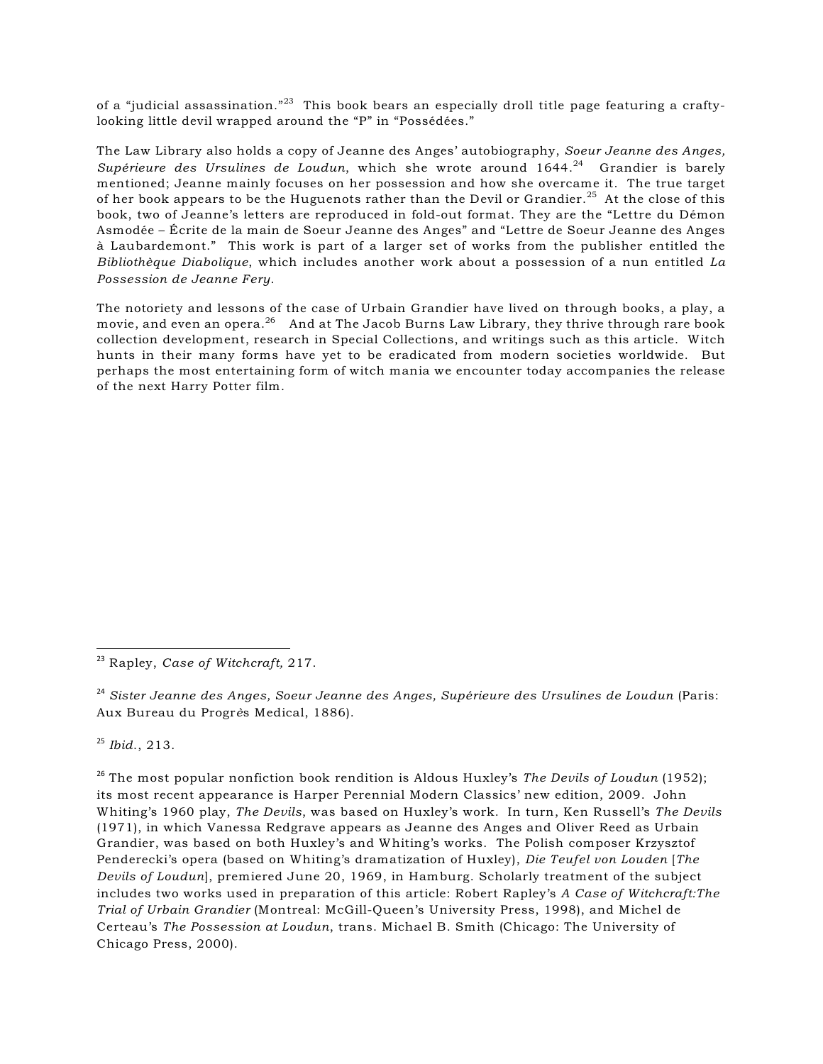of a "judicial assassination."[23] This book bears an especially droll title page featuring a crafty-looking little devil wrapped around the "P" in "Possédées."

The Law Library also holds a copy of Jeanne des Anges' autobiography, *Soeur Jeanne des Anges, Supérieure des Ursulines de Loudun*, which she wrote around 1644.[24] Grandier is barely mentioned; Jeanne mainly focuses on her possession and how she overcame it. The true target of her book appears to be the Huguenots rather than the Devil or Grandier.[25] At the close of this book, two of Jeanne's letters are reproduced in fold-out format. They are the "Lettre du Démon Asmodée – Écrite de la main de Soeur Jeanne des Anges" and "Lettre de Soeur Jeanne des Anges à Laubardemont." This work is part of a larger set of works from the publisher entitled the *Bibliothèque Diabolique*, which includes another work about a possession of a nun entitled *La Possession de Jeanne Fery*.

The notoriety and lessons of the case of Urbain Grandier have lived on through books, a play, a movie, and even an opera.[26] And at The Jacob Burns Law Library, they thrive through rare book collection development, research in Special Collections, and writings such as this article. Witch hunts in their many forms have yet to be eradicated from modern societies worldwide. But perhaps the most entertaining form of witch mania we encounter today accompanies the release of the next Harry Potter film.

---

[23] Rapley, *Case of Witchcraft,* 217.

[24] *Sister Jeanne des Anges, Soeur Jeanne des Anges, Supérieure des Ursulines de Loudun* (Paris: Aux Bureau du Progrès Medical, 1886).

[25] *Ibid.*, 213.

[26] The most popular nonfiction book rendition is Aldous Huxley's *The Devils of Loudun* (1952); its most recent appearance is Harper Perennial Modern Classics' new edition, 2009. John Whiting's 1960 play, *The Devils*, was based on Huxley's work. In turn, Ken Russell's *The Devils* (1971), in which Vanessa Redgrave appears as Jeanne des Anges and Oliver Reed as Urbain Grandier, was based on both Huxley's and Whiting's works. The Polish composer Krzysztof Penderecki's opera (based on Whiting's dramatization of Huxley), *Die Teufel von Louden* [*The Devils of Loudun*], premiered June 20, 1969, in Hamburg. Scholarly treatment of the subject includes two works used in preparation of this article: Robert Rapley's *A Case of Witchcraft:The Trial of Urbain Grandier* (Montreal: McGill-Queen's University Press, 1998), and Michel de Certeau's *The Possession at Loudun*, trans. Michael B. Smith (Chicago: The University of Chicago Press, 2000).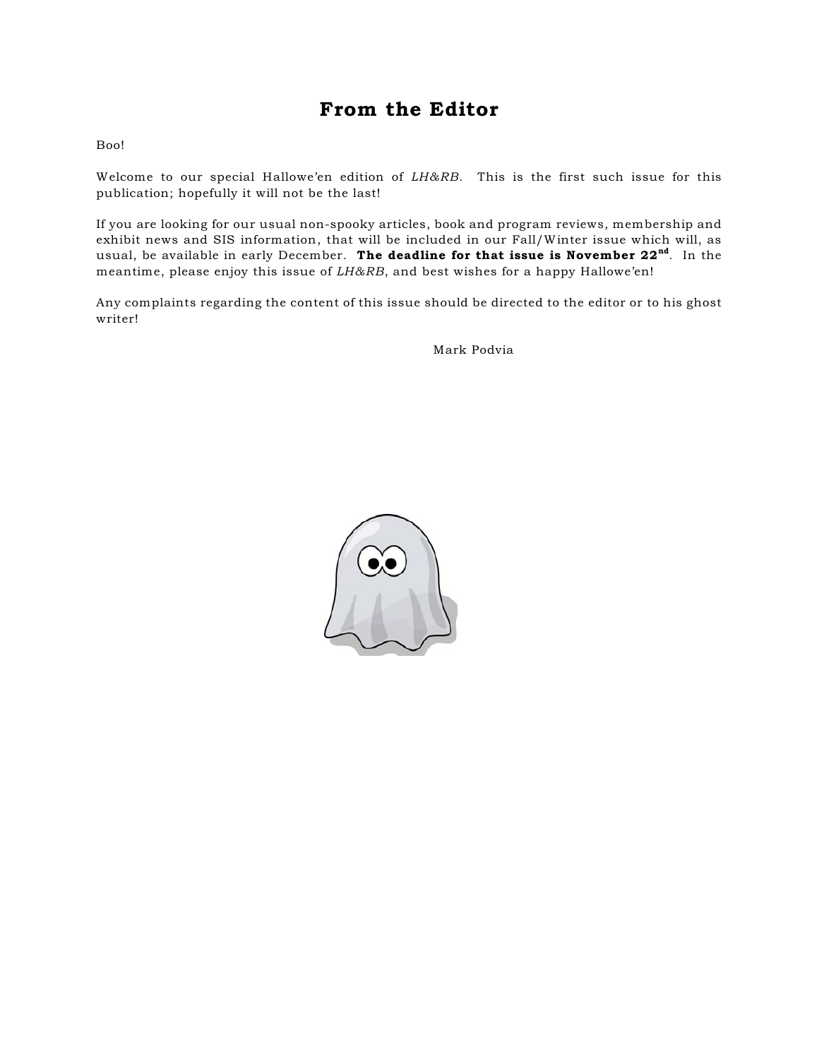# From the Editor

Boo!

Welcome to our special Hallowe'en edition of *LH&RB*. This is the first such issue for this publication; hopefully it will not be the last!

If you are looking for our usual non-spooky articles, book and program reviews, membership and exhibit news and SIS information, that will be included in our Fall/Winter issue which will, as usual, be available in early December. **The deadline for that issue is November 22nd**. In the meantime, please enjoy this issue of *LH&RB*, and best wishes for a happy Hallowe'en!

Any complaints regarding the content of this issue should be directed to the editor or to his ghost writer!

Mark Podvia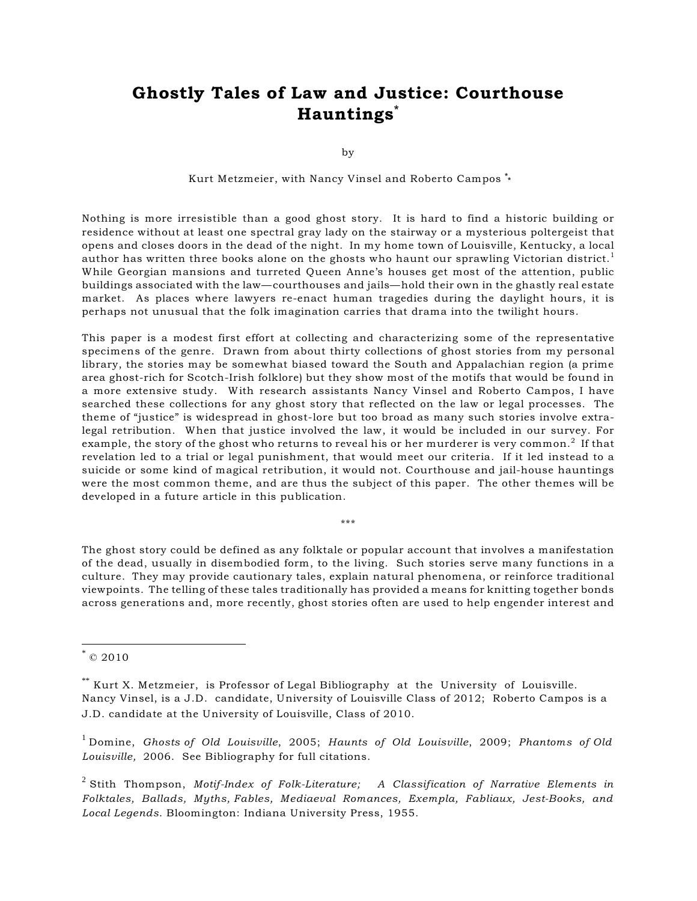# Ghostly Tales of Law and Justice: Courthouse Hauntings[*]

by

Kurt Metzmeier, with Nancy Vinsel and Roberto Campos [**]

Nothing is more irresistible than a good ghost story. It is hard to find a historic building or residence without at least one spectral gray lady on the stairway or a mysterious poltergeist that opens and closes doors in the dead of the night. In my home town of Louisville, Kentucky, a local author has written three books alone on the ghosts who haunt our sprawling Victorian district.[1] While Georgian mansions and turreted Queen Anne's houses get most of the attention, public buildings associated with the law—courthouses and jails—hold their own in the ghastly real estate market. As places where lawyers re-enact human tragedies during the daylight hours, it is perhaps not unusual that the folk imagination carries that drama into the twilight hours.

This paper is a modest first effort at collecting and characterizing some of the representative specimens of the genre. Drawn from about thirty collections of ghost stories from my personal library, the stories may be somewhat biased toward the South and Appalachian region (a prime area ghost-rich for Scotch-Irish folklore) but they show most of the motifs that would be found in a more extensive study. With research assistants Nancy Vinsel and Roberto Campos, I have searched these collections for any ghost story that reflected on the law or legal processes. The theme of "justice" is widespread in ghost-lore but too broad as many such stories involve extra-legal retribution. When that justice involved the law, it would be included in our survey. For example, the story of the ghost who returns to reveal his or her murderer is very common.[2] If that revelation led to a trial or legal punishment, that would meet our criteria. If it led instead to a suicide or some kind of magical retribution, it would not. Courthouse and jail-house hauntings were the most common theme, and are thus the subject of this paper. The other themes will be developed in a future article in this publication.

\*\*\*

The ghost story could be defined as any folktale or popular account that involves a manifestation of the dead, usually in disembodied form, to the living. Such stories serve many functions in a culture. They may provide cautionary tales, explain natural phenomena, or reinforce traditional viewpoints. The telling of these tales traditionally has provided a means for knitting together bonds across generations and, more recently, ghost stories often are used to help engender interest and

---

[*] © 2010

[**] Kurt X. Metzmeier, is Professor of Legal Bibliography at the University of Louisville. Nancy Vinsel, is a J.D. candidate, University of Louisville Class of 2012; Roberto Campos is a J.D. candidate at the University of Louisville, Class of 2010.

[1] Domine, *Ghosts of Old Louisville*, 2005; *Haunts of Old Louisville*, 2009; *Phantoms of Old Louisville,* 2006. See Bibliography for full citations.

[2] Stith Thompson, *Motif-Index of Folk-Literature; A Classification of Narrative Elements in Folktales, Ballads, Myths, Fables, Mediaeval Romances, Exempla, Fabliaux, Jest-Books, and Local Legends.* Bloomington: Indiana University Press, 1955.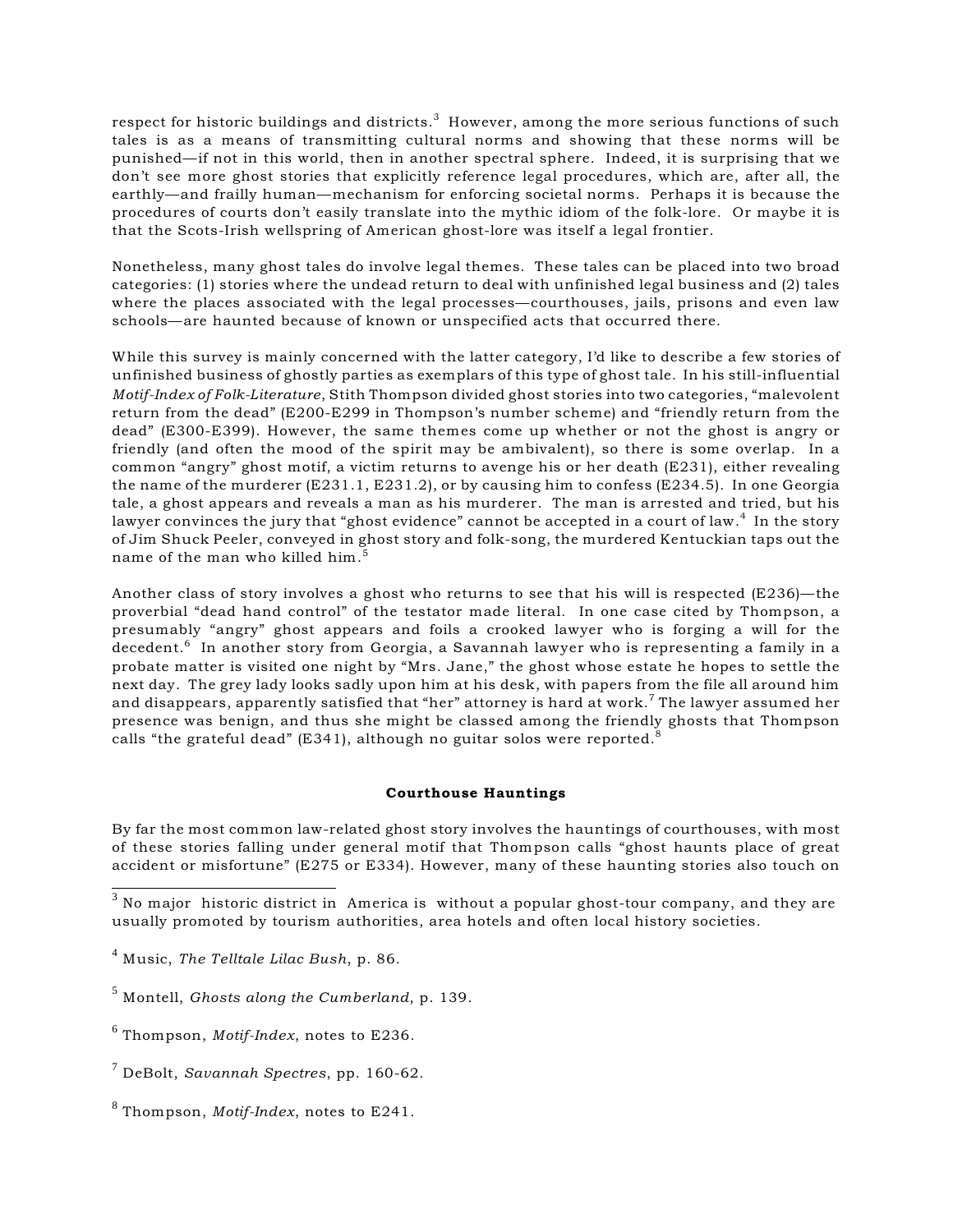respect for historic buildings and districts.[3] However, among the more serious functions of such tales is as a means of transmitting cultural norms and showing that these norms will be punished—if not in this world, then in another spectral sphere. Indeed, it is surprising that we don't see more ghost stories that explicitly reference legal procedures, which are, after all, the earthly—and frailly human—mechanism for enforcing societal norms. Perhaps it is because the procedures of courts don't easily translate into the mythic idiom of the folk-lore. Or maybe it is that the Scots-Irish wellspring of American ghost-lore was itself a legal frontier.

Nonetheless, many ghost tales do involve legal themes. These tales can be placed into two broad categories: (1) stories where the undead return to deal with unfinished legal business and (2) tales where the places associated with the legal processes—courthouses, jails, prisons and even law schools—are haunted because of known or unspecified acts that occurred there.

While this survey is mainly concerned with the latter category, I'd like to describe a few stories of unfinished business of ghostly parties as exemplars of this type of ghost tale. In his still-influential *Motif-Index of Folk-Literature*, Stith Thompson divided ghost stories into two categories, "malevolent return from the dead" (E200-E299 in Thompson's number scheme) and "friendly return from the dead" (E300-E399). However, the same themes come up whether or not the ghost is angry or friendly (and often the mood of the spirit may be ambivalent), so there is some overlap. In a common "angry" ghost motif, a victim returns to avenge his or her death (E231), either revealing the name of the murderer (E231.1, E231.2), or by causing him to confess (E234.5). In one Georgia tale, a ghost appears and reveals a man as his murderer. The man is arrested and tried, but his lawyer convinces the jury that "ghost evidence" cannot be accepted in a court of law.[4] In the story of Jim Shuck Peeler, conveyed in ghost story and folk-song, the murdered Kentuckian taps out the name of the man who killed him.[5]

Another class of story involves a ghost who returns to see that his will is respected (E236)—the proverbial "dead hand control" of the testator made literal. In one case cited by Thompson, a presumably "angry" ghost appears and foils a crooked lawyer who is forging a will for the decedent.[6] In another story from Georgia, a Savannah lawyer who is representing a family in a probate matter is visited one night by "Mrs. Jane," the ghost whose estate he hopes to settle the next day. The grey lady looks sadly upon him at his desk, with papers from the file all around him and disappears, apparently satisfied that "her" attorney is hard at work.[7] The lawyer assumed her presence was benign, and thus she might be classed among the friendly ghosts that Thompson calls "the grateful dead" (E341), although no guitar solos were reported.[8]

### Courthouse Hauntings

By far the most common law-related ghost story involves the hauntings of courthouses, with most of these stories falling under general motif that Thompson calls "ghost haunts place of great accident or misfortune" (E275 or E334). However, many of these haunting stories also touch on

---

[3] No major historic district in America is without a popular ghost-tour company, and they are usually promoted by tourism authorities, area hotels and often local history societies.

[4] Music, *The Telltale Lilac Bush*, p. 86.

[5] Montell, *Ghosts along the Cumberland*, p. 139.

[6] Thompson, *Motif-Index*, notes to E236.

[7] DeBolt, *Savannah Spectres*, pp. 160-62.

[8] Thompson, *Motif-Index*, notes to E241.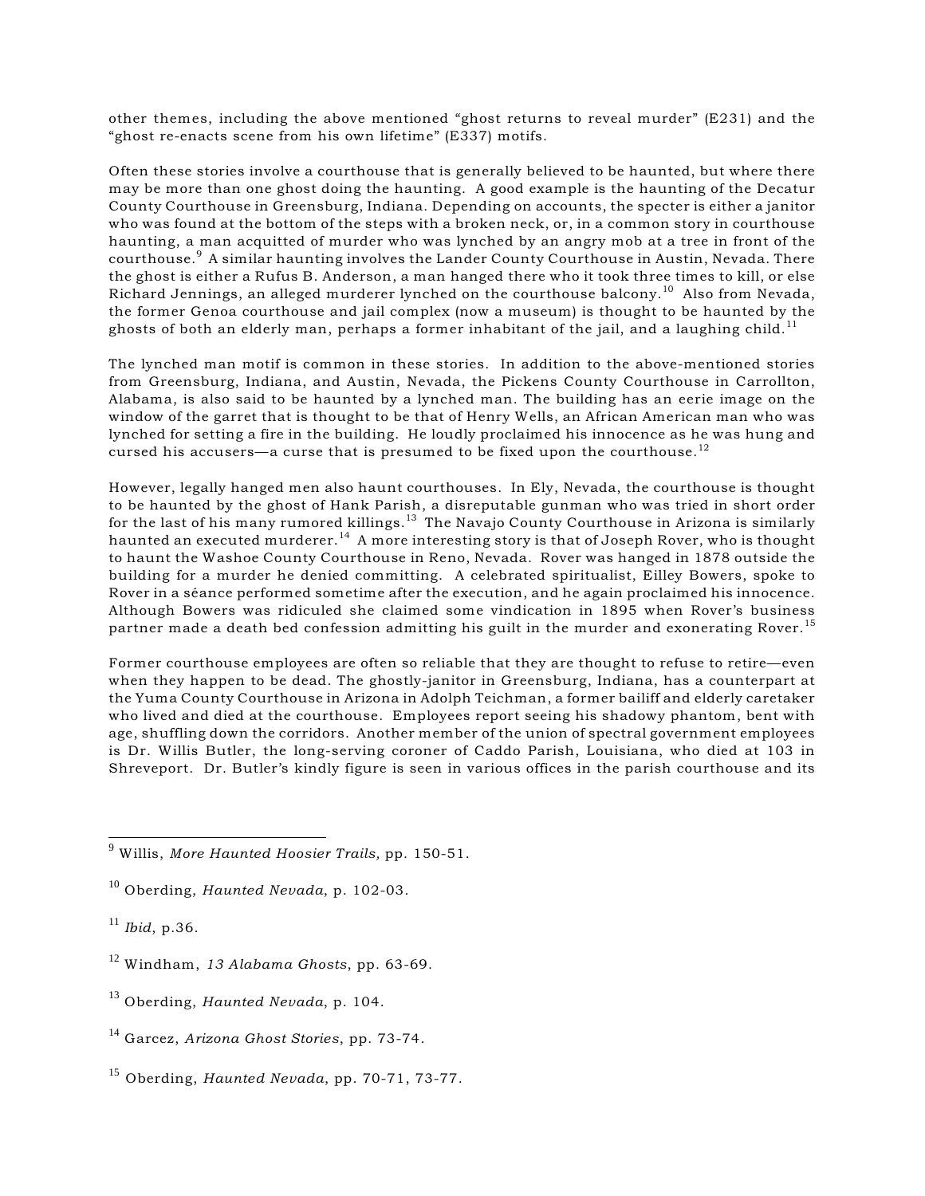other themes, including the above mentioned "ghost returns to reveal murder" (E231) and the "ghost re-enacts scene from his own lifetime" (E337) motifs.

Often these stories involve a courthouse that is generally believed to be haunted, but where there may be more than one ghost doing the haunting. A good example is the haunting of the Decatur County Courthouse in Greensburg, Indiana. Depending on accounts, the specter is either a janitor who was found at the bottom of the steps with a broken neck, or, in a common story in courthouse haunting, a man acquitted of murder who was lynched by an angry mob at a tree in front of the courthouse.[9] A similar haunting involves the Lander County Courthouse in Austin, Nevada. There the ghost is either a Rufus B. Anderson, a man hanged there who it took three times to kill, or else Richard Jennings, an alleged murderer lynched on the courthouse balcony.[10] Also from Nevada, the former Genoa courthouse and jail complex (now a museum) is thought to be haunted by the ghosts of both an elderly man, perhaps a former inhabitant of the jail, and a laughing child.[11]

The lynched man motif is common in these stories. In addition to the above-mentioned stories from Greensburg, Indiana, and Austin, Nevada, the Pickens County Courthouse in Carrollton, Alabama, is also said to be haunted by a lynched man. The building has an eerie image on the window of the garret that is thought to be that of Henry Wells, an African American man who was lynched for setting a fire in the building. He loudly proclaimed his innocence as he was hung and cursed his accusers—a curse that is presumed to be fixed upon the courthouse.[12]

However, legally hanged men also haunt courthouses. In Ely, Nevada, the courthouse is thought to be haunted by the ghost of Hank Parish, a disreputable gunman who was tried in short order for the last of his many rumored killings.[13] The Navajo County Courthouse in Arizona is similarly haunted an executed murderer.[14] A more interesting story is that of Joseph Rover, who is thought to haunt the Washoe County Courthouse in Reno, Nevada. Rover was hanged in 1878 outside the building for a murder he denied committing. A celebrated spiritualist, Eilley Bowers, spoke to Rover in a séance performed sometime after the execution, and he again proclaimed his innocence. Although Bowers was ridiculed she claimed some vindication in 1895 when Rover's business partner made a death bed confession admitting his guilt in the murder and exonerating Rover.[15]

Former courthouse employees are often so reliable that they are thought to refuse to retire—even when they happen to be dead. The ghostly-janitor in Greensburg, Indiana, has a counterpart at the Yuma County Courthouse in Arizona in Adolph Teichman, a former bailiff and elderly caretaker who lived and died at the courthouse. Employees report seeing his shadowy phantom, bent with age, shuffling down the corridors. Another member of the union of spectral government employees is Dr. Willis Butler, the long-serving coroner of Caddo Parish, Louisiana, who died at 103 in Shreveport. Dr. Butler's kindly figure is seen in various offices in the parish courthouse and its

---

[9] Willis, *More Haunted Hoosier Trails,* pp. 150-51.

[10] Oberding, *Haunted Nevada*, p. 102-03.

[11] *Ibid*, p.36.

[12] Windham, *13 Alabama Ghosts*, pp. 63-69.

[13] Oberding, *Haunted Nevada*, p. 104.

[14] Garcez, *Arizona Ghost Stories*, pp. 73-74.

[15] Oberding, *Haunted Nevada*, pp. 70-71, 73-77.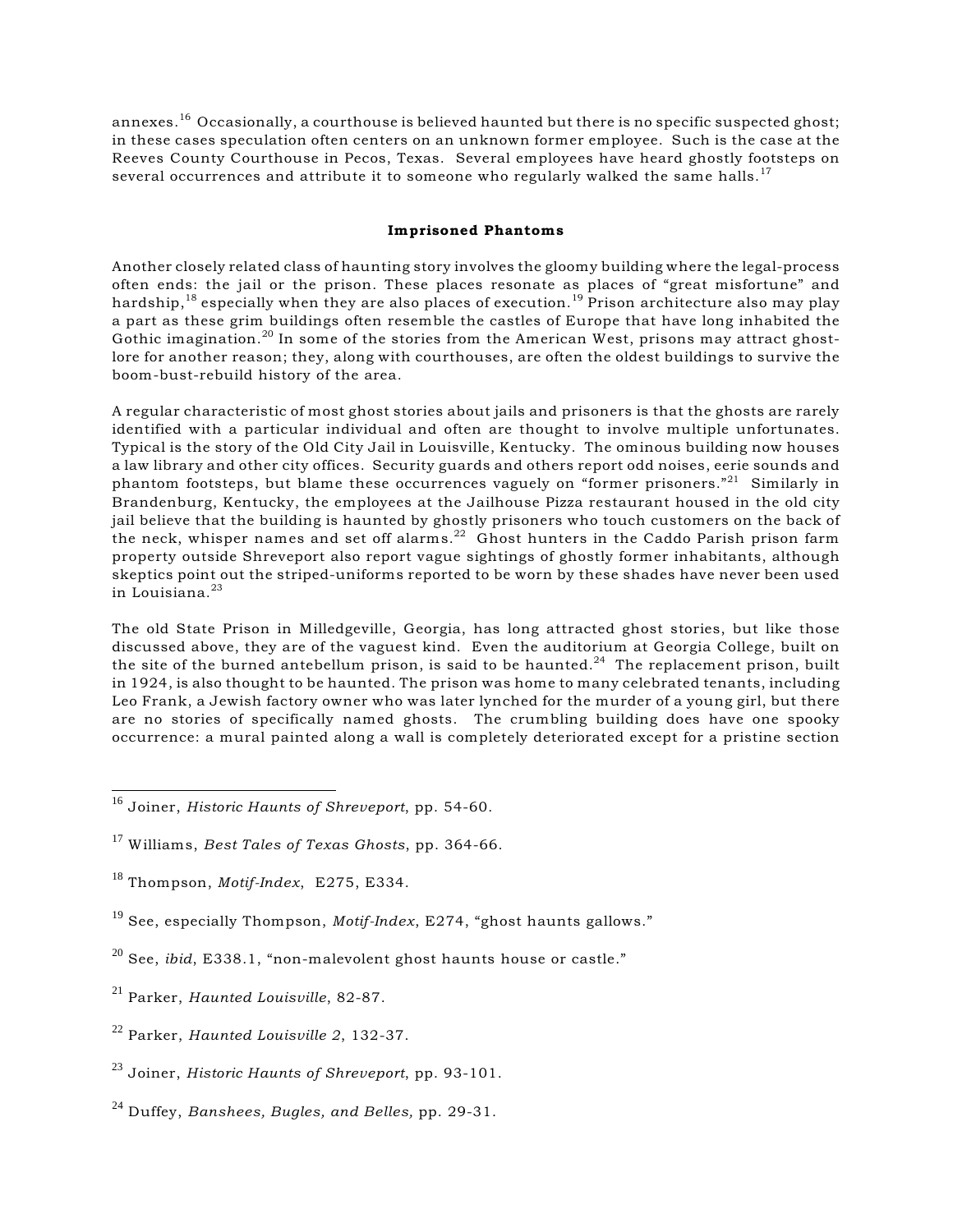annexes.[16] Occasionally, a courthouse is believed haunted but there is no specific suspected ghost; in these cases speculation often centers on an unknown former employee. Such is the case at the Reeves County Courthouse in Pecos, Texas. Several employees have heard ghostly footsteps on several occurrences and attribute it to someone who regularly walked the same halls.[17]

### Imprisoned Phantoms

Another closely related class of haunting story involves the gloomy building where the legal-process often ends: the jail or the prison. These places resonate as places of "great misfortune" and hardship,[18] especially when they are also places of execution.[19] Prison architecture also may play a part as these grim buildings often resemble the castles of Europe that have long inhabited the Gothic imagination.[20] In some of the stories from the American West, prisons may attract ghost-lore for another reason; they, along with courthouses, are often the oldest buildings to survive the boom-bust-rebuild history of the area.

A regular characteristic of most ghost stories about jails and prisoners is that the ghosts are rarely identified with a particular individual and often are thought to involve multiple unfortunates. Typical is the story of the Old City Jail in Louisville, Kentucky. The ominous building now houses a law library and other city offices. Security guards and others report odd noises, eerie sounds and phantom footsteps, but blame these occurrences vaguely on "former prisoners."[21] Similarly in Brandenburg, Kentucky, the employees at the Jailhouse Pizza restaurant housed in the old city jail believe that the building is haunted by ghostly prisoners who touch customers on the back of the neck, whisper names and set off alarms.[22] Ghost hunters in the Caddo Parish prison farm property outside Shreveport also report vague sightings of ghostly former inhabitants, although skeptics point out the striped-uniforms reported to be worn by these shades have never been used in Louisiana.[23]

The old State Prison in Milledgeville, Georgia, has long attracted ghost stories, but like those discussed above, they are of the vaguest kind. Even the auditorium at Georgia College, built on the site of the burned antebellum prison, is said to be haunted.[24] The replacement prison, built in 1924, is also thought to be haunted. The prison was home to many celebrated tenants, including Leo Frank, a Jewish factory owner who was later lynched for the murder of a young girl, but there are no stories of specifically named ghosts. The crumbling building does have one spooky occurrence: a mural painted along a wall is completely deteriorated except for a pristine section

---

[16] Joiner, *Historic Haunts of Shreveport*, pp. 54-60.

[17] Williams, *Best Tales of Texas Ghosts*, pp. 364-66.

[18] Thompson, *Motif-Index*, E275, E334.

[19] See, especially Thompson, *Motif-Index*, E274, "ghost haunts gallows."

[20] See, *ibid*, E338.1, "non-malevolent ghost haunts house or castle."

[21] Parker, *Haunted Louisville*, 82-87.

[22] Parker, *Haunted Louisville 2*, 132-37.

[23] Joiner, *Historic Haunts of Shreveport*, pp. 93-101.

[24] Duffey, *Banshees, Bugles, and Belles,* pp. 29-31.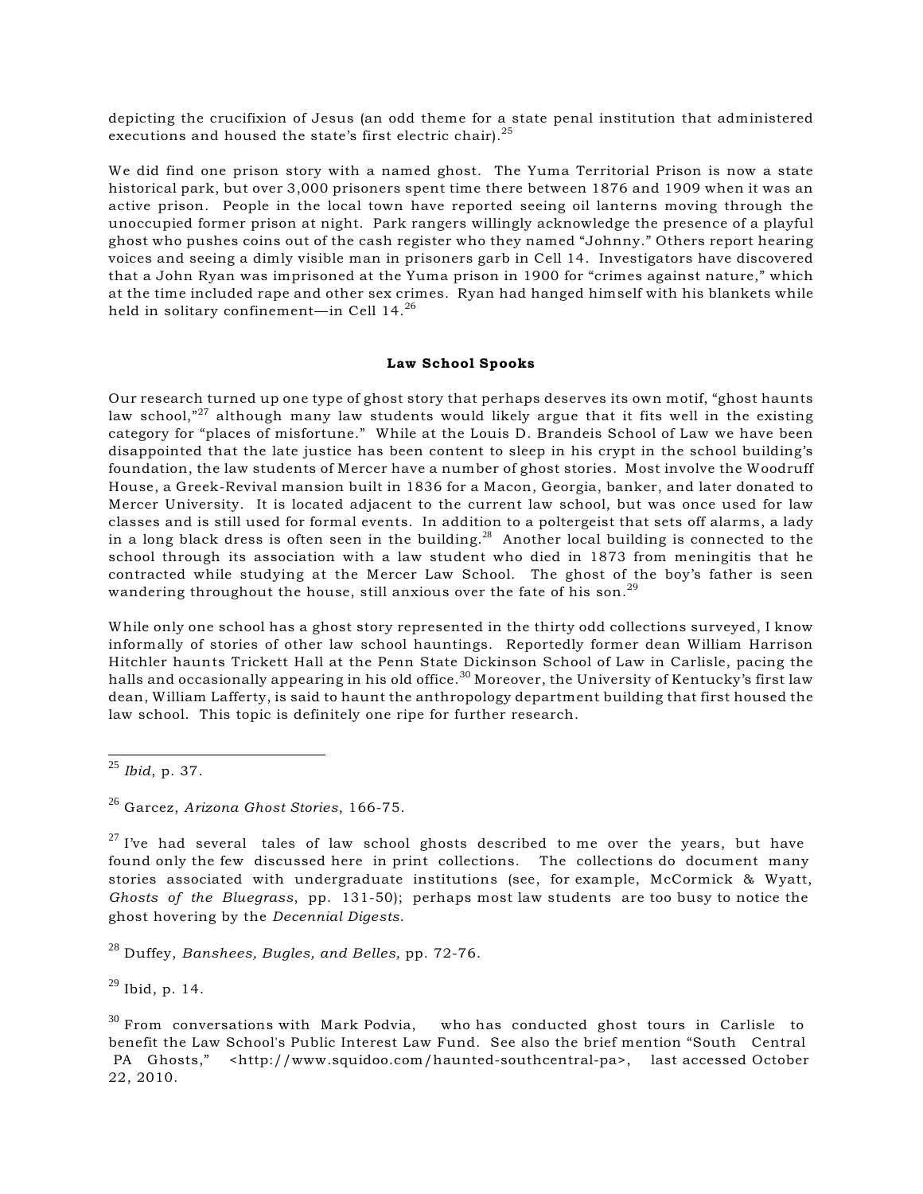depicting the crucifixion of Jesus (an odd theme for a state penal institution that administered executions and housed the state's first electric chair).[25]

We did find one prison story with a named ghost. The Yuma Territorial Prison is now a state historical park, but over 3,000 prisoners spent time there between 1876 and 1909 when it was an active prison. People in the local town have reported seeing oil lanterns moving through the unoccupied former prison at night. Park rangers willingly acknowledge the presence of a playful ghost who pushes coins out of the cash register who they named "Johnny." Others report hearing voices and seeing a dimly visible man in prisoners garb in Cell 14. Investigators have discovered that a John Ryan was imprisoned at the Yuma prison in 1900 for "crimes against nature," which at the time included rape and other sex crimes. Ryan had hanged himself with his blankets while held in solitary confinement—in Cell 14.[26]

### Law School Spooks

Our research turned up one type of ghost story that perhaps deserves its own motif, "ghost haunts law school,"[27] although many law students would likely argue that it fits well in the existing category for "places of misfortune." While at the Louis D. Brandeis School of Law we have been disappointed that the late justice has been content to sleep in his crypt in the school building's foundation, the law students of Mercer have a number of ghost stories. Most involve the Woodruff House, a Greek-Revival mansion built in 1836 for a Macon, Georgia, banker, and later donated to Mercer University. It is located adjacent to the current law school, but was once used for law classes and is still used for formal events. In addition to a poltergeist that sets off alarms, a lady in a long black dress is often seen in the building.[28] Another local building is connected to the school through its association with a law student who died in 1873 from meningitis that he contracted while studying at the Mercer Law School. The ghost of the boy's father is seen wandering throughout the house, still anxious over the fate of his son.[29]

While only one school has a ghost story represented in the thirty odd collections surveyed, I know informally of stories of other law school hauntings. Reportedly former dean William Harrison Hitchler haunts Trickett Hall at the Penn State Dickinson School of Law in Carlisle, pacing the halls and occasionally appearing in his old office.[30] Moreover, the University of Kentucky's first law dean, William Lafferty, is said to haunt the anthropology department building that first housed the law school. This topic is definitely one ripe for further research.

---

[25] *Ibid*, p. 37.

[26] Garcez, *Arizona Ghost Stories*, 166-75.

[27] I've had several tales of law school ghosts described to me over the years, but have found only the few discussed here in print collections. The collections do document many stories associated with undergraduate institutions (see, for example, McCormick & Wyatt, *Ghosts of the Bluegrass*, pp. 131-50); perhaps most law students are too busy to notice the ghost hovering by the *Decennial Digests*.

[28] Duffey, *Banshees, Bugles, and Belles,* pp. 72-76.

[29] Ibid, p. 14.

[30] From conversations with Mark Podvia, who has conducted ghost tours in Carlisle to benefit the Law School's Public Interest Law Fund. See also the brief mention "South Central PA Ghosts," <http://www.squidoo.com/haunted-southcentral-pa>, last accessed October 22, 2010.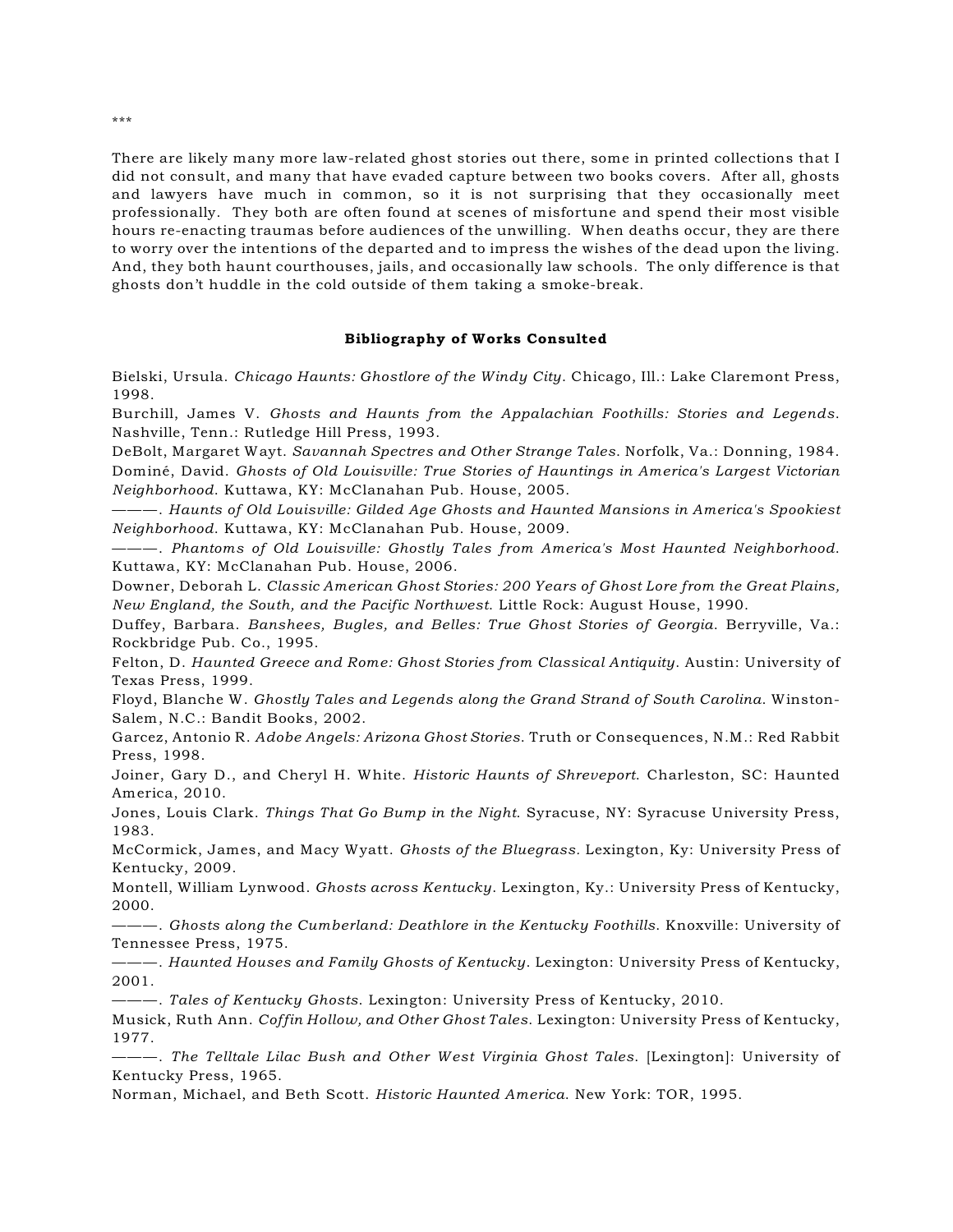\*\*\*

There are likely many more law-related ghost stories out there, some in printed collections that I did not consult, and many that have evaded capture between two books covers. After all, ghosts and lawyers have much in common, so it is not surprising that they occasionally meet professionally. They both are often found at scenes of misfortune and spend their most visible hours re-enacting traumas before audiences of the unwilling. When deaths occur, they are there to worry over the intentions of the departed and to impress the wishes of the dead upon the living. And, they both haunt courthouses, jails, and occasionally law schools. The only difference is that ghosts don't huddle in the cold outside of them taking a smoke-break.

**Bibliography of Works Consulted**

Bielski, Ursula. *Chicago Haunts: Ghostlore of the Windy City*. Chicago, Ill.: Lake Claremont Press, 1998.

Burchill, James V. *Ghosts and Haunts from the Appalachian Foothills: Stories and Legends*. Nashville, Tenn.: Rutledge Hill Press, 1993.

DeBolt, Margaret Wayt. *Savannah Spectres and Other Strange Tales.* Norfolk, Va.: Donning, 1984.

Dominé, David. *Ghosts of Old Louisville: True Stories of Hauntings in America's Largest Victorian Neighborhood.* Kuttawa, KY: McClanahan Pub. House, 2005.

———. *Haunts of Old Louisville: Gilded Age Ghosts and Haunted Mansions in America's Spookiest Neighborhood*. Kuttawa, KY: McClanahan Pub. House, 2009.

———. *Phantoms of Old Louisville: Ghostly Tales from America's Most Haunted Neighborhood.* Kuttawa, KY: McClanahan Pub. House, 2006.

Downer, Deborah L. *Classic American Ghost Stories: 200 Years of Ghost Lore from the Great Plains, New England, the South, and the Pacific Northwest.* Little Rock: August House, 1990.

Duffey, Barbara. *Banshees, Bugles, and Belles: True Ghost Stories of Georgia*. Berryville, Va.: Rockbridge Pub. Co., 1995.

Felton, D. *Haunted Greece and Rome: Ghost Stories from Classical Antiquity*. Austin: University of Texas Press, 1999.

Floyd, Blanche W. *Ghostly Tales and Legends along the Grand Strand of South Carolina.* Winston-Salem, N.C.: Bandit Books, 2002.

Garcez, Antonio R. *Adobe Angels: Arizona Ghost Stories*. Truth or Consequences, N.M.: Red Rabbit Press, 1998.

Joiner, Gary D., and Cheryl H. White. *Historic Haunts of Shreveport*. Charleston, SC: Haunted America, 2010.

Jones, Louis Clark. *Things That Go Bump in the Night*. Syracuse, NY: Syracuse University Press, 1983.

McCormick, James, and Macy Wyatt. *Ghosts of the Bluegrass.* Lexington, Ky: University Press of Kentucky, 2009.

Montell, William Lynwood. *Ghosts across Kentucky*. Lexington, Ky.: University Press of Kentucky, 2000.

———. *Ghosts along the Cumberland: Deathlore in the Kentucky Foothills*. Knoxville: University of Tennessee Press, 1975.

———. *Haunted Houses and Family Ghosts of Kentucky*. Lexington: University Press of Kentucky, 2001.

———. *Tales of Kentucky Ghosts*. Lexington: University Press of Kentucky, 2010.

Musick, Ruth Ann. *Coffin Hollow, and Other Ghost Tales*. Lexington: University Press of Kentucky, 1977.

———. *The Telltale Lilac Bush and Other West Virginia Ghost Tales.* [Lexington]: University of Kentucky Press, 1965.

Norman, Michael, and Beth Scott. *Historic Haunted America*. New York: TOR, 1995.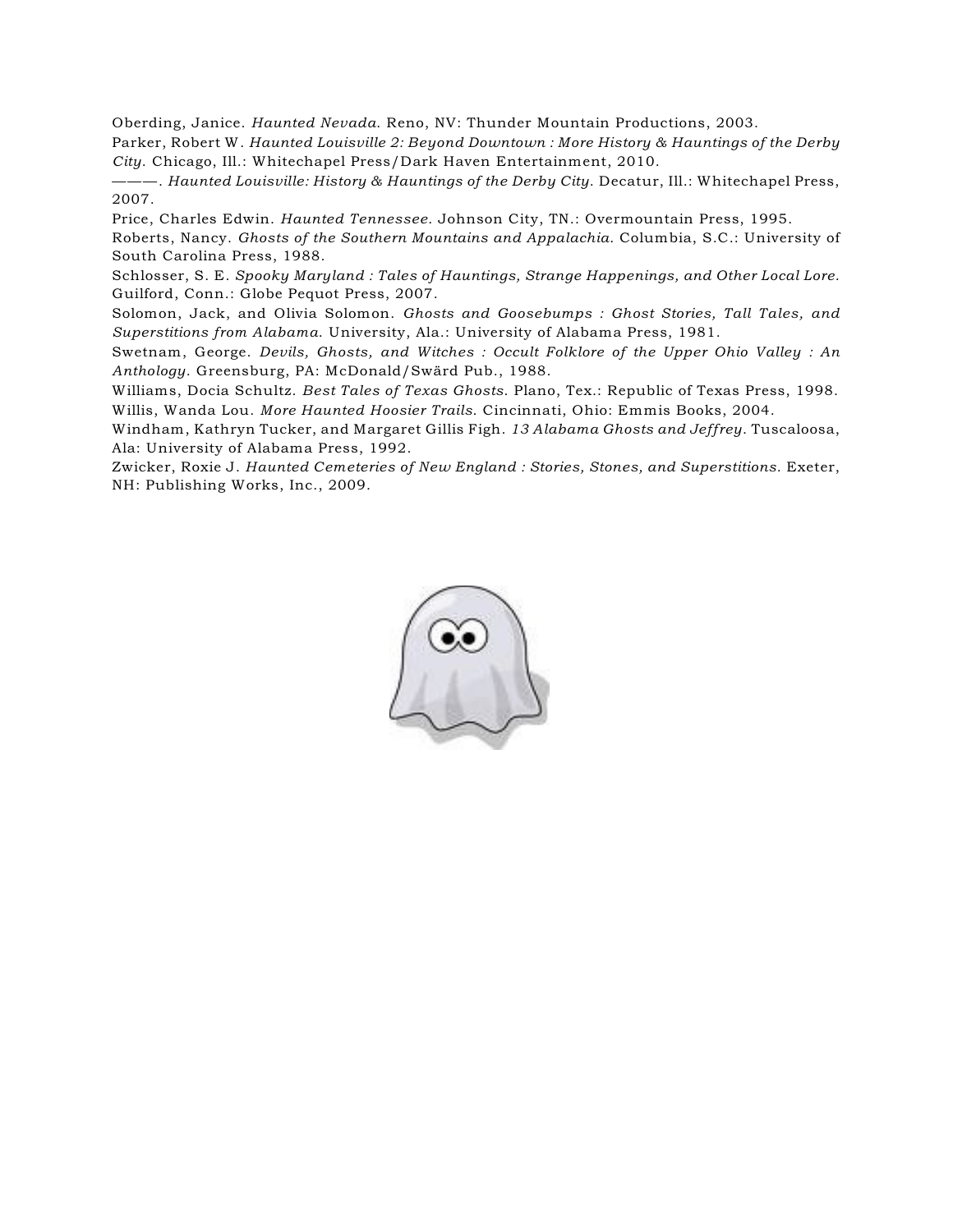Oberding, Janice. *Haunted Nevada*. Reno, NV: Thunder Mountain Productions, 2003.

Parker, Robert W. *Haunted Louisville 2: Beyond Downtown : More History & Hauntings of the Derby City*. Chicago, Ill.: Whitechapel Press/Dark Haven Entertainment, 2010.

———. *Haunted Louisville: History & Hauntings of the Derby City*. Decatur, Ill.: Whitechapel Press, 2007.

Price, Charles Edwin. *Haunted Tennessee*. Johnson City, TN.: Overmountain Press, 1995.

Roberts, Nancy. *Ghosts of the Southern Mountains and Appalachia*. Columbia, S.C.: University of South Carolina Press, 1988.

Schlosser, S. E. *Spooky Maryland : Tales of Hauntings, Strange Happenings, and Other Local Lore*. Guilford, Conn.: Globe Pequot Press, 2007.

Solomon, Jack, and Olivia Solomon. *Ghosts and Goosebumps : Ghost Stories, Tall Tales, and Superstitions from Alabama*. University, Ala.: University of Alabama Press, 1981.

Swetnam, George. *Devils, Ghosts, and Witches : Occult Folklore of the Upper Ohio Valley : An Anthology*. Greensburg, PA: McDonald/Swärd Pub., 1988.

Williams, Docia Schultz. *Best Tales of Texas Ghosts*. Plano, Tex.: Republic of Texas Press, 1998.

Willis, Wanda Lou. *More Haunted Hoosier Trails*. Cincinnati, Ohio: Emmis Books, 2004.

Windham, Kathryn Tucker, and Margaret Gillis Figh. *13 Alabama Ghosts and Jeffrey*. Tuscaloosa, Ala: University of Alabama Press, 1992.

Zwicker, Roxie J. *Haunted Cemeteries of New England : Stories, Stones, and Superstitions*. Exeter, NH: Publishing Works, Inc., 2009.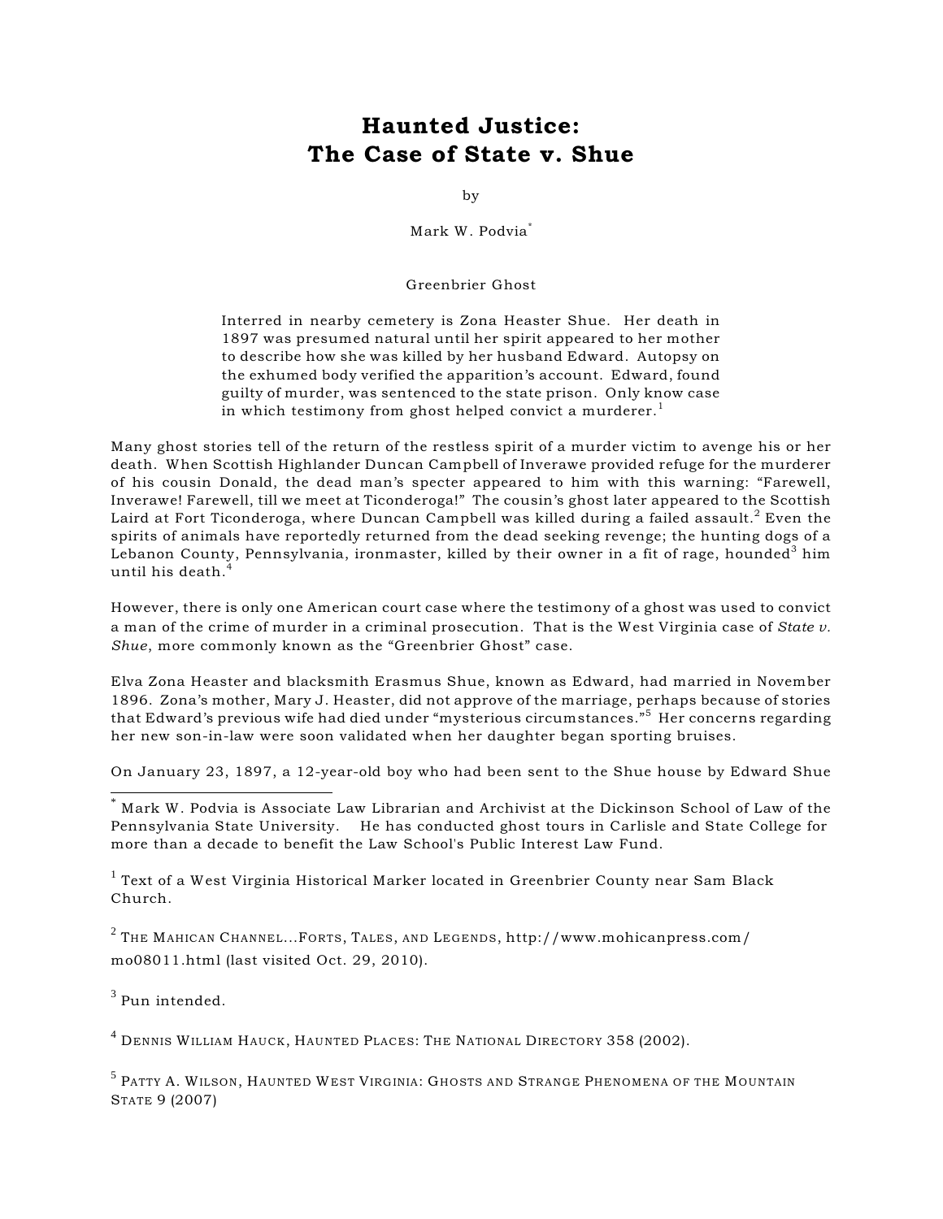# Haunted Justice: The Case of State v. Shue

by

Mark W. Podvia*

Greenbrier Ghost

> Interred in nearby cemetery is Zona Heaster Shue. Her death in 1897 was presumed natural until her spirit appeared to her mother to describe how she was killed by her husband Edward. Autopsy on the exhumed body verified the apparition's account. Edward, found guilty of murder, was sentenced to the state prison. Only know case in which testimony from ghost helped convict a murderer.[1]

Many ghost stories tell of the return of the restless spirit of a murder victim to avenge his or her death. When Scottish Highlander Duncan Campbell of Inverawe provided refuge for the murderer of his cousin Donald, the dead man's specter appeared to him with this warning: "Farewell, Inverawe! Farewell, till we meet at Ticonderoga!" The cousin's ghost later appeared to the Scottish Laird at Fort Ticonderoga, where Duncan Campbell was killed during a failed assault.[2] Even the spirits of animals have reportedly returned from the dead seeking revenge; the hunting dogs of a Lebanon County, Pennsylvania, ironmaster, killed by their owner in a fit of rage, hounded[3] him until his death.[4]

However, there is only one American court case where the testimony of a ghost was used to convict a man of the crime of murder in a criminal prosecution. That is the West Virginia case of *State v. Shue,* more commonly known as the "Greenbrier Ghost" case.

Elva Zona Heaster and blacksmith Erasmus Shue, known as Edward, had married in November 1896. Zona's mother, Mary J. Heaster, did not approve of the marriage, perhaps because of stories that Edward's previous wife had died under "mysterious circumstances."[5] Her concerns regarding her new son-in-law were soon validated when her daughter began sporting bruises.

On January 23, 1897, a 12-year-old boy who had been sent to the Shue house by Edward Shue

---

* Mark W. Podvia is Associate Law Librarian and Archivist at the Dickinson School of Law of the Pennsylvania State University. He has conducted ghost tours in Carlisle and State College for more than a decade to benefit the Law School's Public Interest Law Fund.

[1] Text of a West Virginia Historical Marker located in Greenbrier County near Sam Black Church.

[2] THE MAHICAN CHANNEL...FORTS, TALES, AND LEGENDS, http://www.mohicanpress.com/mo08011.html (last visited Oct. 29, 2010).

[3] Pun intended.

[4] DENNIS WILLIAM HAUCK, HAUNTED PLACES: THE NATIONAL DIRECTORY 358 (2002).

[5] PATTY A. WILSON, HAUNTED WEST VIRGINIA: GHOSTS AND STRANGE PHENOMENA OF THE MOUNTAIN STATE 9 (2007)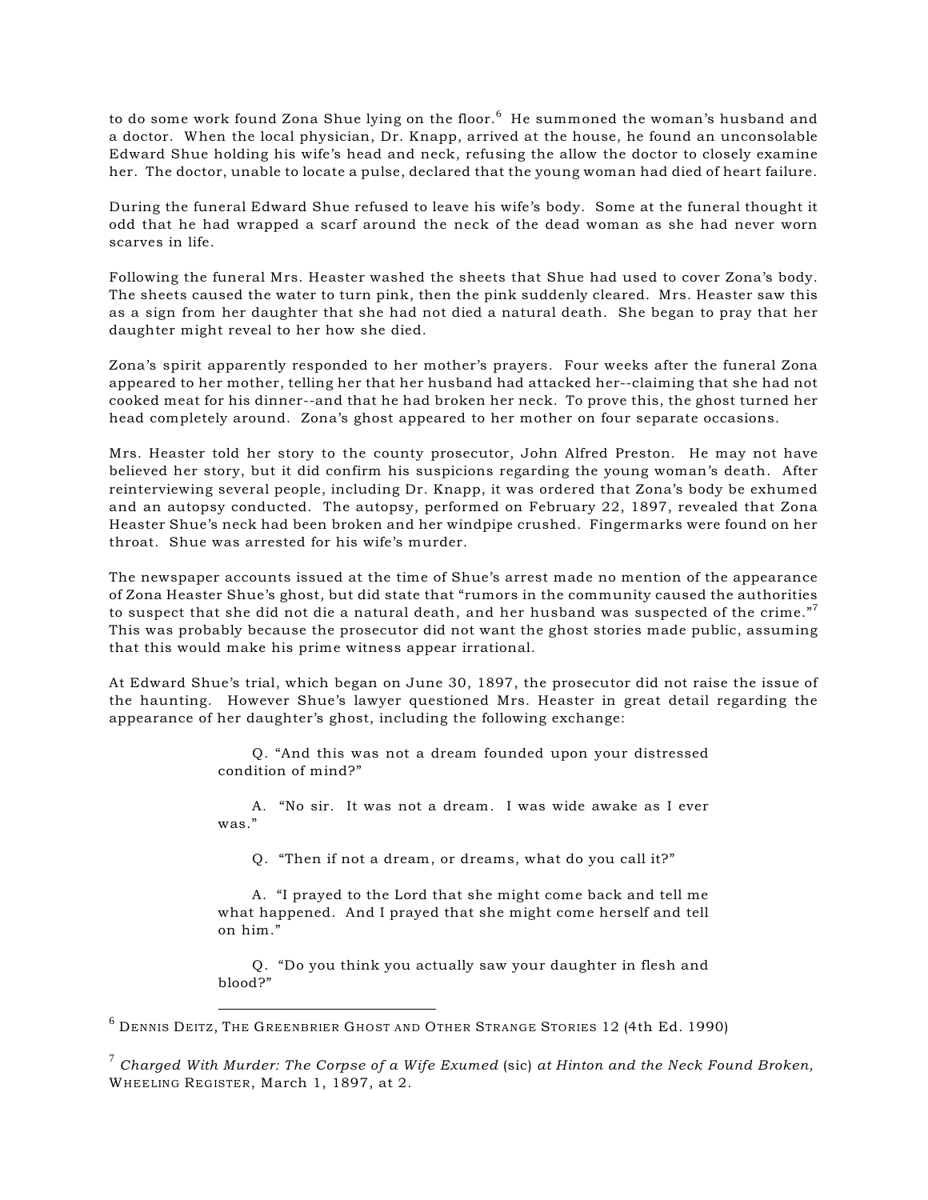to do some work found Zona Shue lying on the floor.[6] He summoned the woman's husband and a doctor. When the local physician, Dr. Knapp, arrived at the house, he found an unconsolable Edward Shue holding his wife's head and neck, refusing the allow the doctor to closely examine her. The doctor, unable to locate a pulse, declared that the young woman had died of heart failure.

During the funeral Edward Shue refused to leave his wife's body. Some at the funeral thought it odd that he had wrapped a scarf around the neck of the dead woman as she had never worn scarves in life.

Following the funeral Mrs. Heaster washed the sheets that Shue had used to cover Zona's body. The sheets caused the water to turn pink, then the pink suddenly cleared. Mrs. Heaster saw this as a sign from her daughter that she had not died a natural death. She began to pray that her daughter might reveal to her how she died.

Zona's spirit apparently responded to her mother's prayers. Four weeks after the funeral Zona appeared to her mother, telling her that her husband had attacked her--claiming that she had not cooked meat for his dinner--and that he had broken her neck. To prove this, the ghost turned her head completely around. Zona's ghost appeared to her mother on four separate occasions.

Mrs. Heaster told her story to the county prosecutor, John Alfred Preston. He may not have believed her story, but it did confirm his suspicions regarding the young woman's death. After reinterviewing several people, including Dr. Knapp, it was ordered that Zona's body be exhumed and an autopsy conducted. The autopsy, performed on February 22, 1897, revealed that Zona Heaster Shue's neck had been broken and her windpipe crushed. Fingermarks were found on her throat. Shue was arrested for his wife's murder.

The newspaper accounts issued at the time of Shue's arrest made no mention of the appearance of Zona Heaster Shue's ghost, but did state that "rumors in the community caused the authorities to suspect that she did not die a natural death, and her husband was suspected of the crime."[7] This was probably because the prosecutor did not want the ghost stories made public, assuming that this would make his prime witness appear irrational.

At Edward Shue's trial, which began on June 30, 1897, the prosecutor did not raise the issue of the haunting. However Shue's lawyer questioned Mrs. Heaster in great detail regarding the appearance of her daughter's ghost, including the following exchange:

> Q. "And this was not a dream founded upon your distressed condition of mind?"
>
> A. "No sir. It was not a dream. I was wide awake as I ever was."
>
> Q. "Then if not a dream, or dreams, what do you call it?"
>
> A. "I prayed to the Lord that she might come back and tell me what happened. And I prayed that she might come herself and tell on him."
>
> Q. "Do you think you actually saw your daughter in flesh and blood?"

---

[6] Dennis Deitz, The Greenbrier Ghost and Other Strange Stories 12 (4th Ed. 1990)

[7] *Charged With Murder: The Corpse of a Wife Exumed* (sic) *at Hinton and the Neck Found Broken,* Wheeling Register, March 1, 1897, at 2.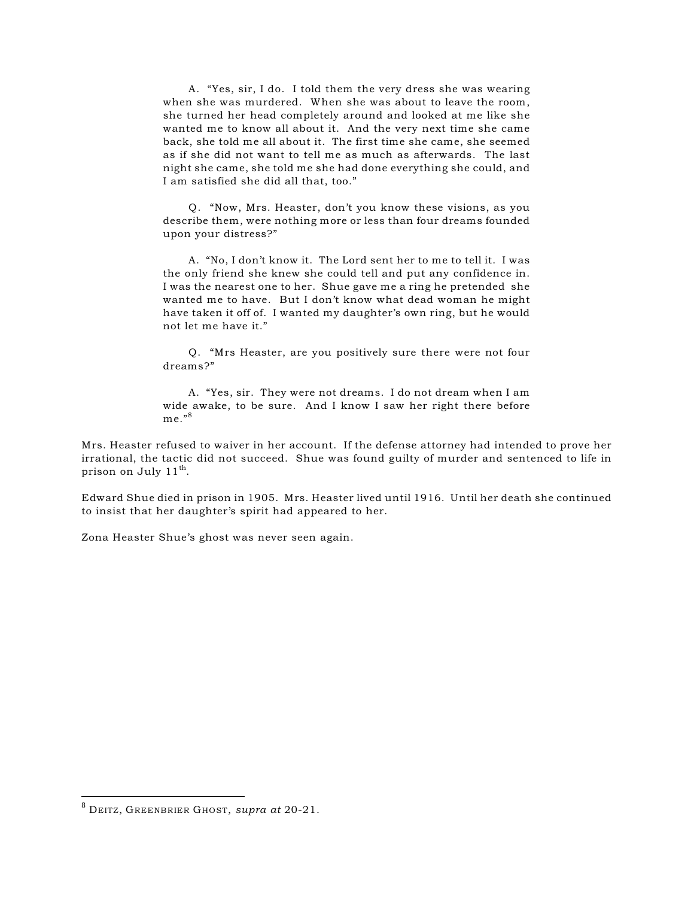> A. "Yes, sir, I do. I told them the very dress she was wearing when she was murdered. When she was about to leave the room, she turned her head completely around and looked at me like she wanted me to know all about it. And the very next time she came back, she told me all about it. The first time she came, she seemed as if she did not want to tell me as much as afterwards. The last night she came, she told me she had done everything she could, and I am satisfied she did all that, too."
>
> Q. "Now, Mrs. Heaster, don't you know these visions, as you describe them, were nothing more or less than four dreams founded upon your distress?"
>
> A. "No, I don't know it. The Lord sent her to me to tell it. I was the only friend she knew she could tell and put any confidence in. I was the nearest one to her. Shue gave me a ring he pretended she wanted me to have. But I don't know what dead woman he might have taken it off of. I wanted my daughter's own ring, but he would not let me have it."
>
> Q. "Mrs Heaster, are you positively sure there were not four dreams?"
>
> A. "Yes, sir. They were not dreams. I do not dream when I am wide awake, to be sure. And I know I saw her right there before me."[8]

Mrs. Heaster refused to waiver in her account. If the defense attorney had intended to prove her irrational, the tactic did not succeed. Shue was found guilty of murder and sentenced to life in prison on July 11th.

Edward Shue died in prison in 1905. Mrs. Heaster lived until 1916. Until her death she continued to insist that her daughter's spirit had appeared to her.

Zona Heaster Shue's ghost was never seen again.

---

[8] DEITZ, GREENBRIER GHOST, *supra at* 20-21.